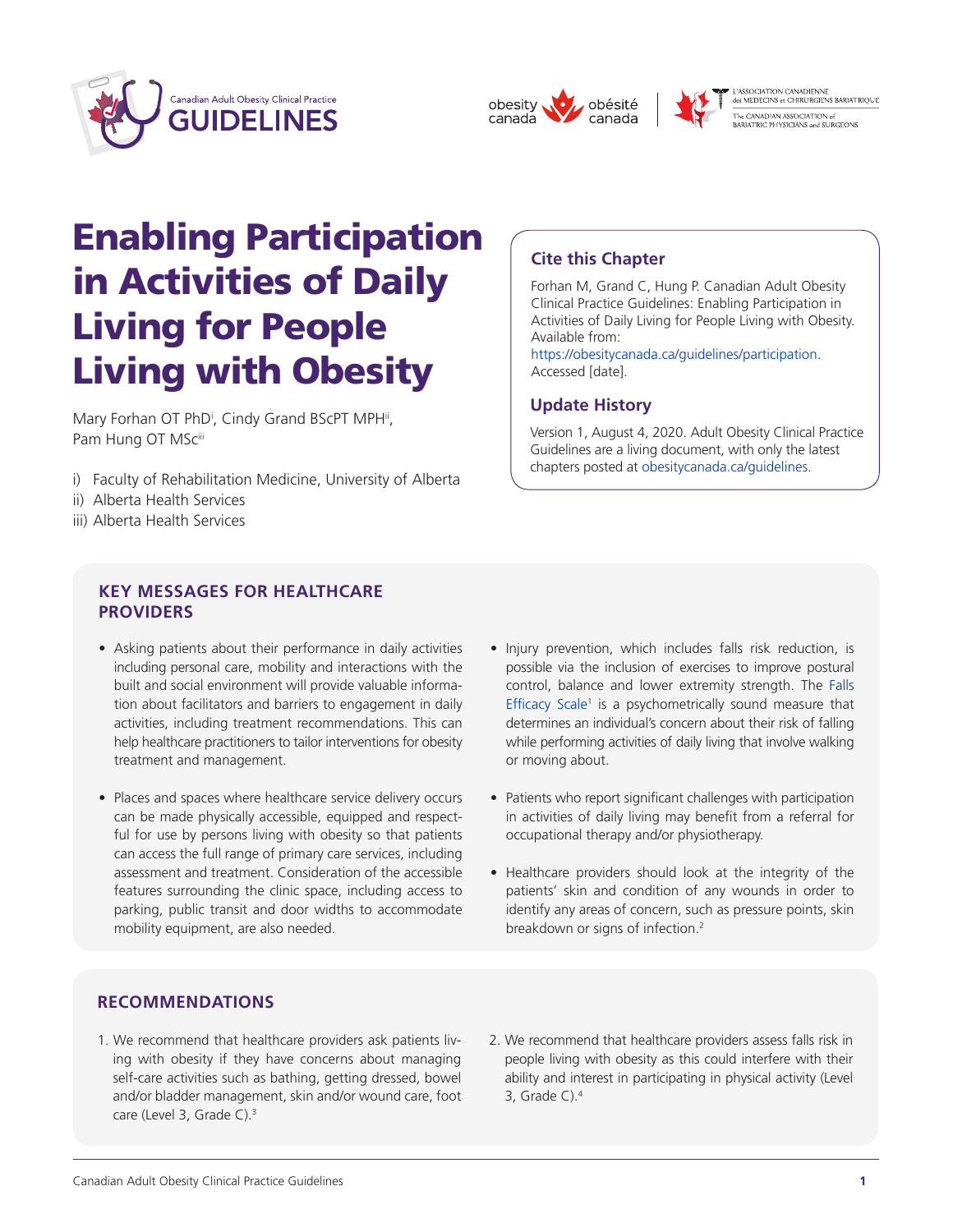# Enabling Participation in Activities of Daily Living for People Living with Obesity

Mary Forhan OT PhD[i], Cindy Grand BScPT MPH[ii], Pam Hung OT MSc[iii]

i) Faculty of Rehabilitation Medicine, University of Alberta
ii) Alberta Health Services
iii) Alberta Health Services

## Cite this Chapter

Forhan M, Grand C, Hung P. Canadian Adult Obesity Clinical Practice Guidelines: Enabling Participation in Activities of Daily Living for People Living with Obesity. Available from: https://obesitycanada.ca/guidelines/participation. Accessed [date].

## Update History

Version 1, August 4, 2020. Adult Obesity Clinical Practice Guidelines are a living document, with only the latest chapters posted at obesitycanada.ca/guidelines.

## KEY MESSAGES FOR HEALTHCARE PROVIDERS

- Asking patients about their performance in daily activities including personal care, mobility and interactions with the built and social environment will provide valuable information about facilitators and barriers to engagement in daily activities, including treatment recommendations. This can help healthcare practitioners to tailor interventions for obesity treatment and management.
- Places and spaces where healthcare service delivery occurs can be made physically accessible, equipped and respectful for use by persons living with obesity so that patients can access the full range of primary care services, including assessment and treatment. Consideration of the accessible features surrounding the clinic space, including access to parking, public transit and door widths to accommodate mobility equipment, are also needed.
- Injury prevention, which includes falls risk reduction, is possible via the inclusion of exercises to improve postural control, balance and lower extremity strength. The Falls Efficacy Scale[1] is a psychometrically sound measure that determines an individual's concern about their risk of falling while performing activities of daily living that involve walking or moving about.
- Patients who report significant challenges with participation in activities of daily living may benefit from a referral for occupational therapy and/or physiotherapy.
- Healthcare providers should look at the integrity of the patients' skin and condition of any wounds in order to identify any areas of concern, such as pressure points, skin breakdown or signs of infection.[2]

## RECOMMENDATIONS

1. We recommend that healthcare providers ask patients living with obesity if they have concerns about managing self-care activities such as bathing, getting dressed, bowel and/or bladder management, skin and/or wound care, foot care (Level 3, Grade C).[3]
2. We recommend that healthcare providers assess falls risk in people living with obesity as this could interfere with their ability and interest in participating in physical activity (Level 3, Grade C).[4]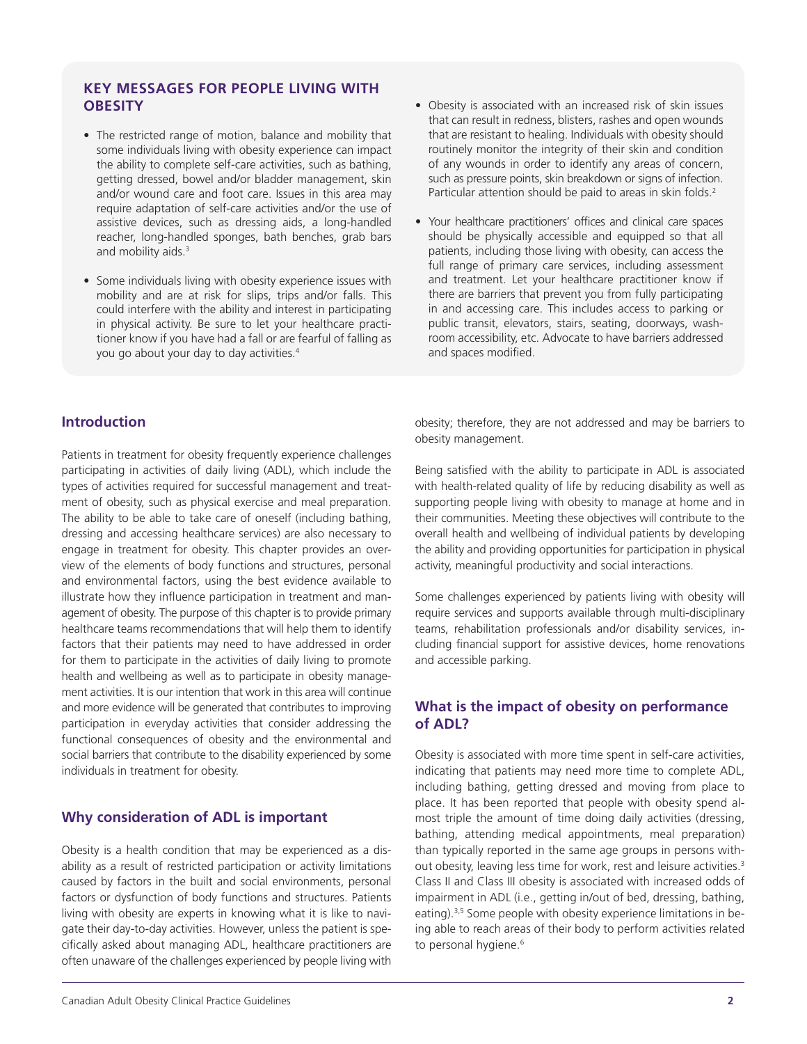## KEY MESSAGES FOR PEOPLE LIVING WITH OBESITY

- The restricted range of motion, balance and mobility that some individuals living with obesity experience can impact the ability to complete self-care activities, such as bathing, getting dressed, bowel and/or bladder management, skin and/or wound care and foot care. Issues in this area may require adaptation of self-care activities and/or the use of assistive devices, such as dressing aids, a long-handled reacher, long-handled sponges, bath benches, grab bars and mobility aids.[3]
- Some individuals living with obesity experience issues with mobility and are at risk for slips, trips and/or falls. This could interfere with the ability and interest in participating in physical activity. Be sure to let your healthcare practitioner know if you have had a fall or are fearful of falling as you go about your day to day activities.[4]
- Obesity is associated with an increased risk of skin issues that can result in redness, blisters, rashes and open wounds that are resistant to healing. Individuals with obesity should routinely monitor the integrity of their skin and condition of any wounds in order to identify any areas of concern, such as pressure points, skin breakdown or signs of infection. Particular attention should be paid to areas in skin folds.[2]
- Your healthcare practitioners' offices and clinical care spaces should be physically accessible and equipped so that all patients, including those living with obesity, can access the full range of primary care services, including assessment and treatment. Let your healthcare practitioner know if there are barriers that prevent you from fully participating in and accessing care. This includes access to parking or public transit, elevators, stairs, seating, doorways, washroom accessibility, etc. Advocate to have barriers addressed and spaces modified.

## Introduction

Patients in treatment for obesity frequently experience challenges participating in activities of daily living (ADL), which include the types of activities required for successful management and treatment of obesity, such as physical exercise and meal preparation. The ability to be able to take care of oneself (including bathing, dressing and accessing healthcare services) are also necessary to engage in treatment for obesity. This chapter provides an overview of the elements of body functions and structures, personal and environmental factors, using the best evidence available to illustrate how they influence participation in treatment and management of obesity. The purpose of this chapter is to provide primary healthcare teams recommendations that will help them to identify factors that their patients may need to have addressed in order for them to participate in the activities of daily living to promote health and wellbeing as well as to participate in obesity management activities. It is our intention that work in this area will continue and more evidence will be generated that contributes to improving participation in everyday activities that consider addressing the functional consequences of obesity and the environmental and social barriers that contribute to the disability experienced by some individuals in treatment for obesity.

## Why consideration of ADL is important

Obesity is a health condition that may be experienced as a disability as a result of restricted participation or activity limitations caused by factors in the built and social environments, personal factors or dysfunction of body functions and structures. Patients living with obesity are experts in knowing what it is like to navigate their day-to-day activities. However, unless the patient is specifically asked about managing ADL, healthcare practitioners are often unaware of the challenges experienced by people living with obesity; therefore, they are not addressed and may be barriers to obesity management.

Being satisfied with the ability to participate in ADL is associated with health-related quality of life by reducing disability as well as supporting people living with obesity to manage at home and in their communities. Meeting these objectives will contribute to the overall health and wellbeing of individual patients by developing the ability and providing opportunities for participation in physical activity, meaningful productivity and social interactions.

Some challenges experienced by patients living with obesity will require services and supports available through multi-disciplinary teams, rehabilitation professionals and/or disability services, including financial support for assistive devices, home renovations and accessible parking.

## What is the impact of obesity on performance of ADL?

Obesity is associated with more time spent in self-care activities, indicating that patients may need more time to complete ADL, including bathing, getting dressed and moving from place to place. It has been reported that people with obesity spend almost triple the amount of time doing daily activities (dressing, bathing, attending medical appointments, meal preparation) than typically reported in the same age groups in persons without obesity, leaving less time for work, rest and leisure activities.[3] Class II and Class III obesity is associated with increased odds of impairment in ADL (i.e., getting in/out of bed, dressing, bathing, eating).[3,5] Some people with obesity experience limitations in being able to reach areas of their body to perform activities related to personal hygiene.[6]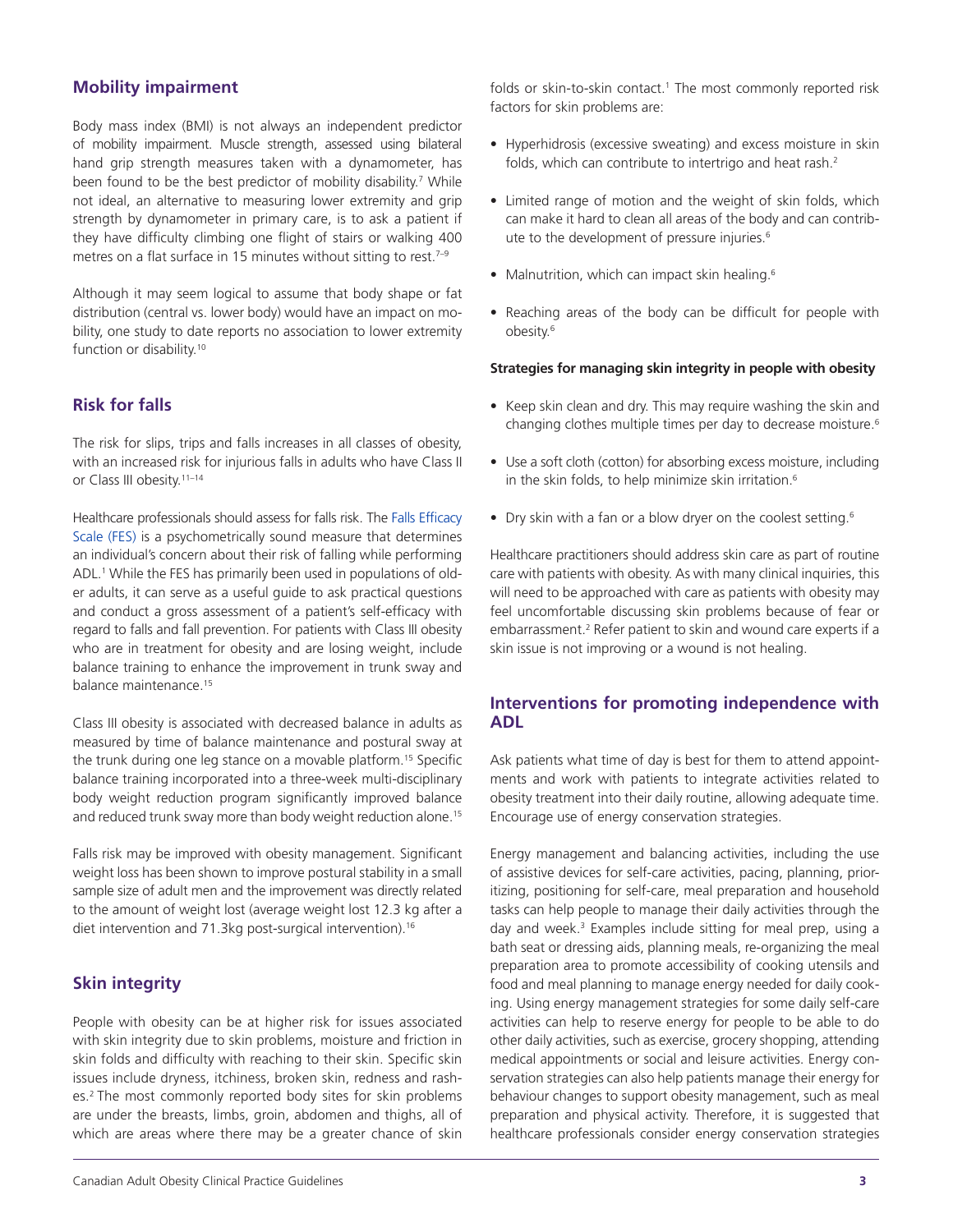## Mobility impairment

Body mass index (BMI) is not always an independent predictor of mobility impairment. Muscle strength, assessed using bilateral hand grip strength measures taken with a dynamometer, has been found to be the best predictor of mobility disability.[7] While not ideal, an alternative to measuring lower extremity and grip strength by dynamometer in primary care, is to ask a patient if they have difficulty climbing one flight of stairs or walking 400 metres on a flat surface in 15 minutes without sitting to rest.[7–9]

Although it may seem logical to assume that body shape or fat distribution (central vs. lower body) would have an impact on mobility, one study to date reports no association to lower extremity function or disability.[10]

## Risk for falls

The risk for slips, trips and falls increases in all classes of obesity, with an increased risk for injurious falls in adults who have Class II or Class III obesity.[11–14]

Healthcare professionals should assess for falls risk. The Falls Efficacy Scale (FES) is a psychometrically sound measure that determines an individual's concern about their risk of falling while performing ADL.[1] While the FES has primarily been used in populations of older adults, it can serve as a useful guide to ask practical questions and conduct a gross assessment of a patient's self-efficacy with regard to falls and fall prevention. For patients with Class III obesity who are in treatment for obesity and are losing weight, include balance training to enhance the improvement in trunk sway and balance maintenance.[15]

Class III obesity is associated with decreased balance in adults as measured by time of balance maintenance and postural sway at the trunk during one leg stance on a movable platform.[15] Specific balance training incorporated into a three-week multi-disciplinary body weight reduction program significantly improved balance and reduced trunk sway more than body weight reduction alone.[15]

Falls risk may be improved with obesity management. Significant weight loss has been shown to improve postural stability in a small sample size of adult men and the improvement was directly related to the amount of weight lost (average weight lost 12.3 kg after a diet intervention and 71.3kg post-surgical intervention).[16]

## Skin integrity

People with obesity can be at higher risk for issues associated with skin integrity due to skin problems, moisture and friction in skin folds and difficulty with reaching to their skin. Specific skin issues include dryness, itchiness, broken skin, redness and rashes.[2] The most commonly reported body sites for skin problems are under the breasts, limbs, groin, abdomen and thighs, all of which are areas where there may be a greater chance of skin folds or skin-to-skin contact.[1] The most commonly reported risk factors for skin problems are:

- Hyperhidrosis (excessive sweating) and excess moisture in skin folds, which can contribute to intertrigo and heat rash.[2]
- Limited range of motion and the weight of skin folds, which can make it hard to clean all areas of the body and can contribute to the development of pressure injuries.[6]
- Malnutrition, which can impact skin healing.[6]
- Reaching areas of the body can be difficult for people with obesity.[6]

**Strategies for managing skin integrity in people with obesity**

- Keep skin clean and dry. This may require washing the skin and changing clothes multiple times per day to decrease moisture.[6]
- Use a soft cloth (cotton) for absorbing excess moisture, including in the skin folds, to help minimize skin irritation.[6]
- Dry skin with a fan or a blow dryer on the coolest setting.[6]

Healthcare practitioners should address skin care as part of routine care with patients with obesity. As with many clinical inquiries, this will need to be approached with care as patients with obesity may feel uncomfortable discussing skin problems because of fear or embarrassment.[2] Refer patient to skin and wound care experts if a skin issue is not improving or a wound is not healing.

## Interventions for promoting independence with ADL

Ask patients what time of day is best for them to attend appointments and work with patients to integrate activities related to obesity treatment into their daily routine, allowing adequate time. Encourage use of energy conservation strategies.

Energy management and balancing activities, including the use of assistive devices for self-care activities, pacing, planning, prioritizing, positioning for self-care, meal preparation and household tasks can help people to manage their daily activities through the day and week.[3] Examples include sitting for meal prep, using a bath seat or dressing aids, planning meals, re-organizing the meal preparation area to promote accessibility of cooking utensils and food and meal planning to manage energy needed for daily cooking. Using energy management strategies for some daily self-care activities can help to reserve energy for people to be able to do other daily activities, such as exercise, grocery shopping, attending medical appointments or social and leisure activities. Energy conservation strategies can also help patients manage their energy for behaviour changes to support obesity management, such as meal preparation and physical activity. Therefore, it is suggested that healthcare professionals consider energy conservation strategies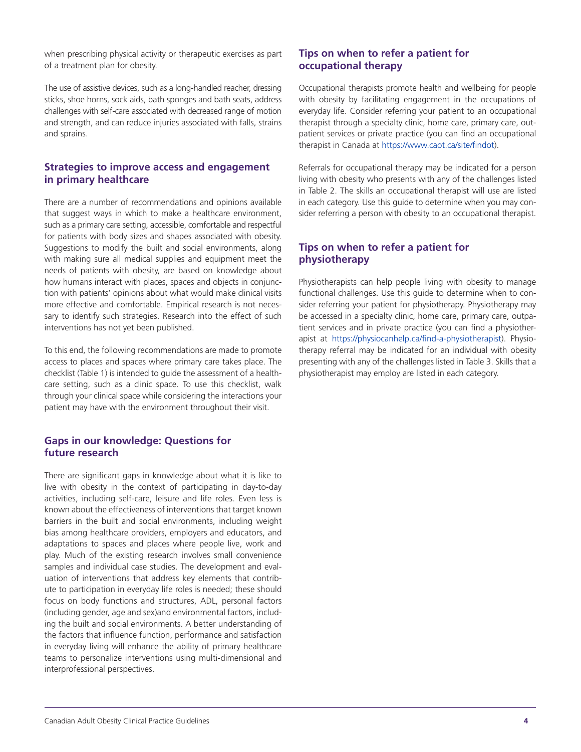when prescribing physical activity or therapeutic exercises as part of a treatment plan for obesity.

The use of assistive devices, such as a long-handled reacher, dressing sticks, shoe horns, sock aids, bath sponges and bath seats, address challenges with self-care associated with decreased range of motion and strength, and can reduce injuries associated with falls, strains and sprains.

## Strategies to improve access and engagement in primary healthcare

There are a number of recommendations and opinions available that suggest ways in which to make a healthcare environment, such as a primary care setting, accessible, comfortable and respectful for patients with body sizes and shapes associated with obesity. Suggestions to modify the built and social environments, along with making sure all medical supplies and equipment meet the needs of patients with obesity, are based on knowledge about how humans interact with places, spaces and objects in conjunction with patients' opinions about what would make clinical visits more effective and comfortable. Empirical research is not necessary to identify such strategies. Research into the effect of such interventions has not yet been published.

To this end, the following recommendations are made to promote access to places and spaces where primary care takes place. The checklist (Table 1) is intended to guide the assessment of a healthcare setting, such as a clinic space. To use this checklist, walk through your clinical space while considering the interactions your patient may have with the environment throughout their visit.

## Gaps in our knowledge: Questions for future research

There are significant gaps in knowledge about what it is like to live with obesity in the context of participating in day-to-day activities, including self-care, leisure and life roles. Even less is known about the effectiveness of interventions that target known barriers in the built and social environments, including weight bias among healthcare providers, employers and educators, and adaptations to spaces and places where people live, work and play. Much of the existing research involves small convenience samples and individual case studies. The development and evaluation of interventions that address key elements that contribute to participation in everyday life roles is needed; these should focus on body functions and structures, ADL, personal factors (including gender, age and sex)and environmental factors, including the built and social environments. A better understanding of the factors that influence function, performance and satisfaction in everyday living will enhance the ability of primary healthcare teams to personalize interventions using multi-dimensional and interprofessional perspectives.

## Tips on when to refer a patient for occupational therapy

Occupational therapists promote health and wellbeing for people with obesity by facilitating engagement in the occupations of everyday life. Consider referring your patient to an occupational therapist through a specialty clinic, home care, primary care, outpatient services or private practice (you can find an occupational therapist in Canada at https://www.caot.ca/site/findot).

Referrals for occupational therapy may be indicated for a person living with obesity who presents with any of the challenges listed in Table 2. The skills an occupational therapist will use are listed in each category. Use this guide to determine when you may consider referring a person with obesity to an occupational therapist.

## Tips on when to refer a patient for physiotherapy

Physiotherapists can help people living with obesity to manage functional challenges. Use this guide to determine when to consider referring your patient for physiotherapy. Physiotherapy may be accessed in a specialty clinic, home care, primary care, outpatient services and in private practice (you can find a physiotherapist at https://physiocanhelp.ca/find-a-physiotherapist). Physiotherapy referral may be indicated for an individual with obesity presenting with any of the challenges listed in Table 3. Skills that a physiotherapist may employ are listed in each category.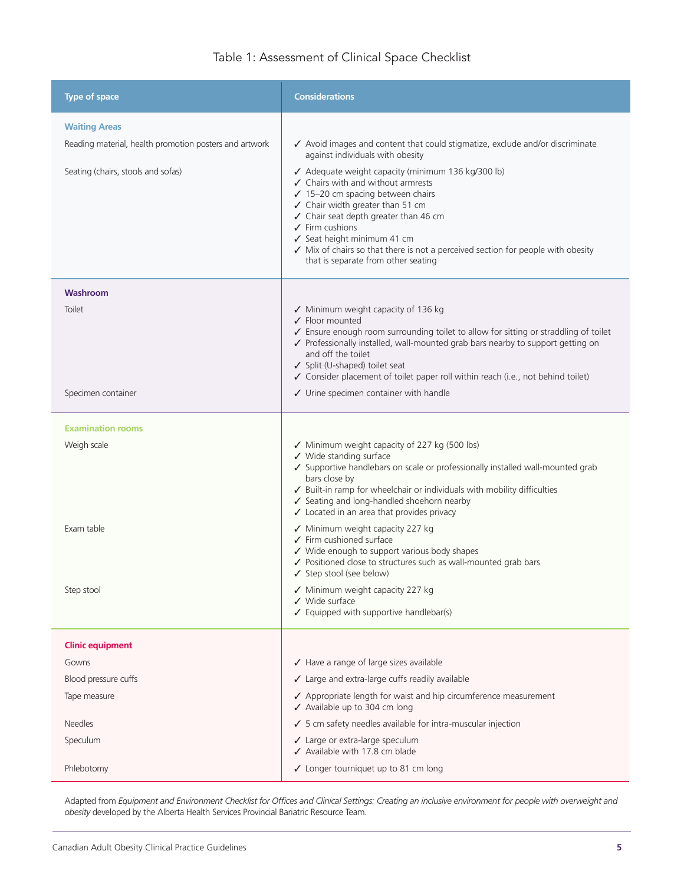### Table 1: Assessment of Clinical Space Checklist

| Type of space | Considerations |
|---|---|
| **Waiting Areas** | |
| Reading material, health promotion posters and artwork | ✓ Avoid images and content that could stigmatize, exclude and/or discriminate against individuals with obesity |
| Seating (chairs, stools and sofas) | ✓ Adequate weight capacity (minimum 136 kg/300 lb)<br>✓ Chairs with and without armrests<br>✓ 15–20 cm spacing between chairs<br>✓ Chair width greater than 51 cm<br>✓ Chair seat depth greater than 46 cm<br>✓ Firm cushions<br>✓ Seat height minimum 41 cm<br>✓ Mix of chairs so that there is not a perceived section for people with obesity that is separate from other seating |
| **Washroom** | |
| Toilet | ✓ Minimum weight capacity of 136 kg<br>✓ Floor mounted<br>✓ Ensure enough room surrounding toilet to allow for sitting or straddling of toilet<br>✓ Professionally installed, wall-mounted grab bars nearby to support getting on and off the toilet<br>✓ Split (U-shaped) toilet seat<br>✓ Consider placement of toilet paper roll within reach (i.e., not behind toilet) |
| Specimen container | ✓ Urine specimen container with handle |
| **Examination rooms** | |
| Weigh scale | ✓ Minimum weight capacity of 227 kg (500 lbs)<br>✓ Wide standing surface<br>✓ Supportive handlebars on scale or professionally installed wall-mounted grab bars close by<br>✓ Built-in ramp for wheelchair or individuals with mobility difficulties<br>✓ Seating and long-handled shoehorn nearby<br>✓ Located in an area that provides privacy |
| Exam table | ✓ Minimum weight capacity 227 kg<br>✓ Firm cushioned surface<br>✓ Wide enough to support various body shapes<br>✓ Positioned close to structures such as wall-mounted grab bars<br>✓ Step stool (see below) |
| Step stool | ✓ Minimum weight capacity 227 kg<br>✓ Wide surface<br>✓ Equipped with supportive handlebar(s) |
| **Clinic equipment** | |
| Gowns | ✓ Have a range of large sizes available |
| Blood pressure cuffs | ✓ Large and extra-large cuffs readily available |
| Tape measure | ✓ Appropriate length for waist and hip circumference measurement<br>✓ Available up to 304 cm long |
| Needles | ✓ 5 cm safety needles available for intra-muscular injection |
| Speculum | ✓ Large or extra-large speculum<br>✓ Available with 17.8 cm blade |
| Phlebotomy | ✓ Longer tourniquet up to 81 cm long |

Adapted from *Equipment and Environment Checklist for Offices and Clinical Settings: Creating an inclusive environment for people with overweight and obesity* developed by the Alberta Health Services Provincial Bariatric Resource Team.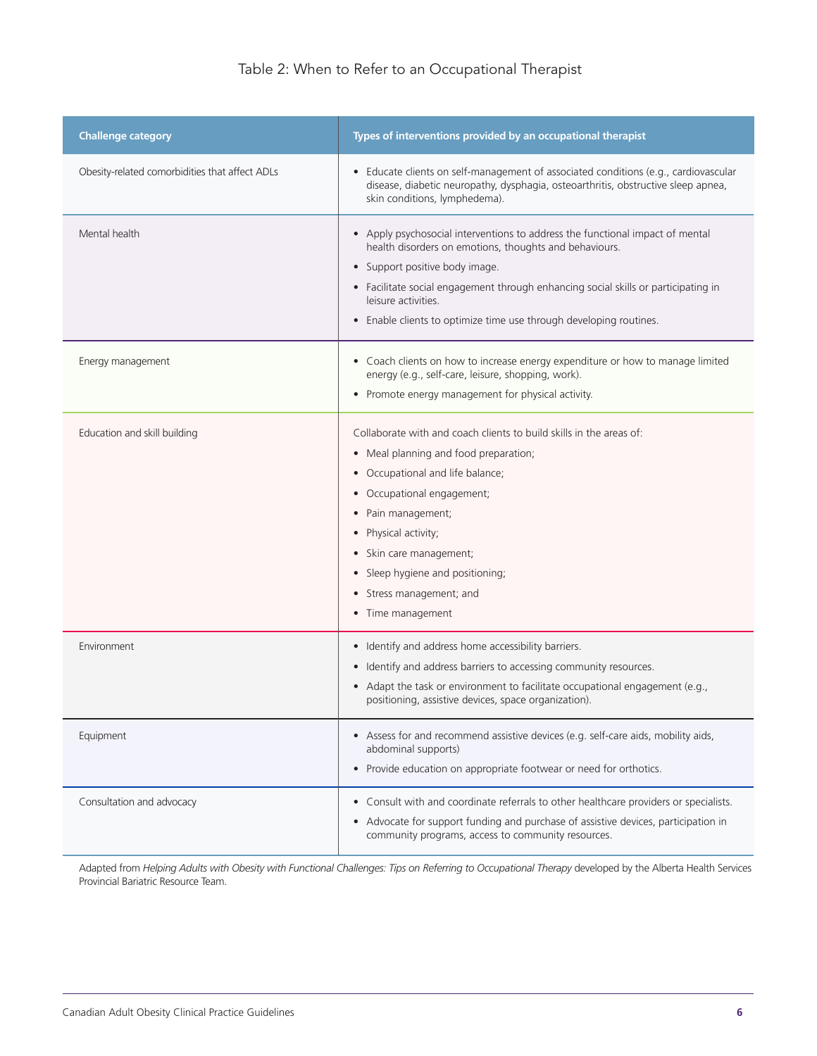# Table 2: When to Refer to an Occupational Therapist

| Challenge category | Types of interventions provided by an occupational therapist |
|---|---|
| Obesity-related comorbidities that affect ADLs | • Educate clients on self-management of associated conditions (e.g., cardiovascular disease, diabetic neuropathy, dysphagia, osteoarthritis, obstructive sleep apnea, skin conditions, lymphedema). |
| Mental health | • Apply psychosocial interventions to address the functional impact of mental health disorders on emotions, thoughts and behaviours.<br>• Support positive body image.<br>• Facilitate social engagement through enhancing social skills or participating in leisure activities.<br>• Enable clients to optimize time use through developing routines. |
| Energy management | • Coach clients on how to increase energy expenditure or how to manage limited energy (e.g., self-care, leisure, shopping, work).<br>• Promote energy management for physical activity. |
| Education and skill building | Collaborate with and coach clients to build skills in the areas of:<br>• Meal planning and food preparation;<br>• Occupational and life balance;<br>• Occupational engagement;<br>• Pain management;<br>• Physical activity;<br>• Skin care management;<br>• Sleep hygiene and positioning;<br>• Stress management; and<br>• Time management |
| Environment | • Identify and address home accessibility barriers.<br>• Identify and address barriers to accessing community resources.<br>• Adapt the task or environment to facilitate occupational engagement (e.g., positioning, assistive devices, space organization). |
| Equipment | • Assess for and recommend assistive devices (e.g. self-care aids, mobility aids, abdominal supports)<br>• Provide education on appropriate footwear or need for orthotics. |
| Consultation and advocacy | • Consult with and coordinate referrals to other healthcare providers or specialists.<br>• Advocate for support funding and purchase of assistive devices, participation in community programs, access to community resources. |

Adapted from *Helping Adults with Obesity with Functional Challenges: Tips on Referring to Occupational Therapy* developed by the Alberta Health Services Provincial Bariatric Resource Team.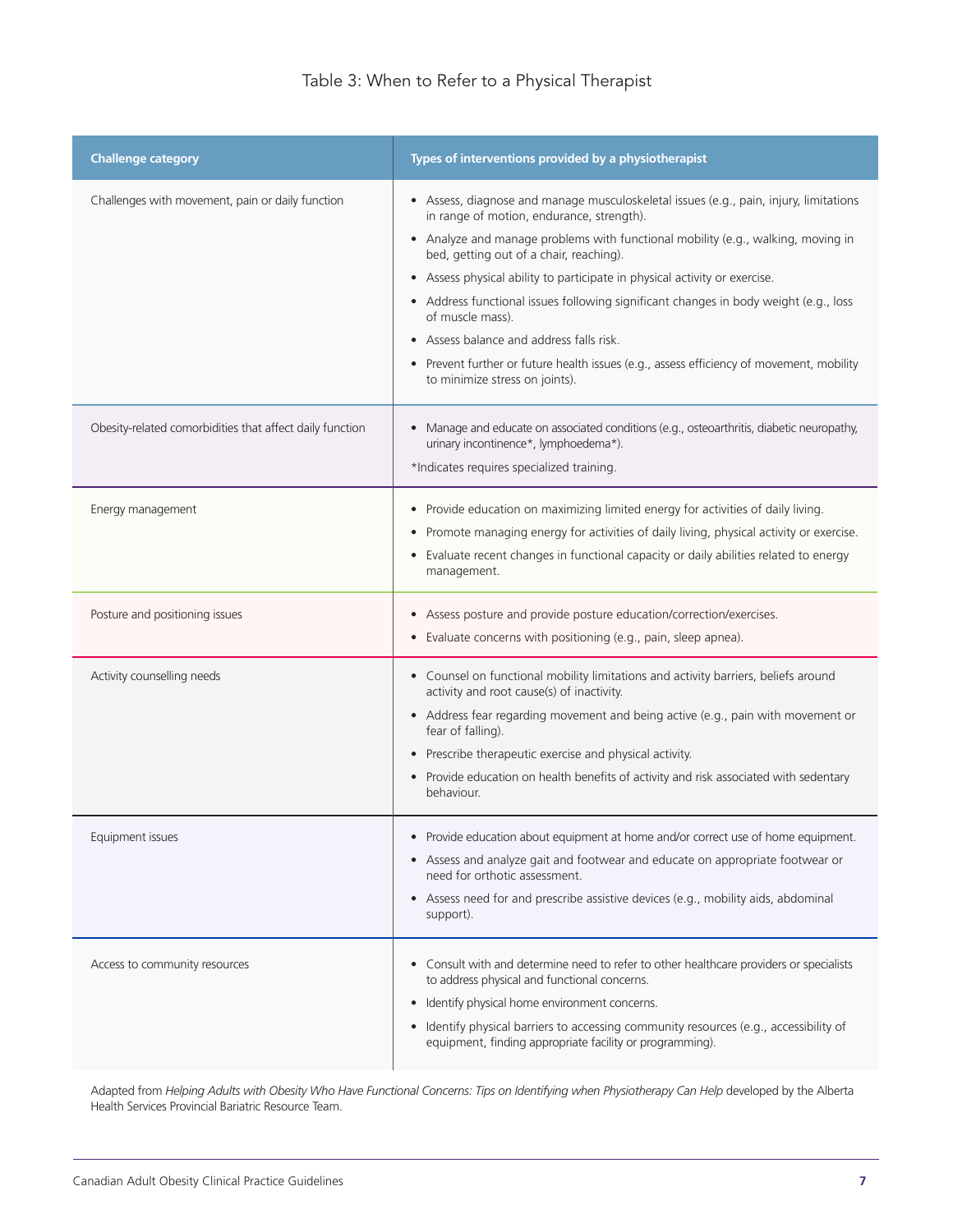# Table 3: When to Refer to a Physical Therapist

| Challenge category | Types of interventions provided by a physiotherapist |
| --- | --- |
| Challenges with movement, pain or daily function | • Assess, diagnose and manage musculoskeletal issues (e.g., pain, injury, limitations in range of motion, endurance, strength).<br>• Analyze and manage problems with functional mobility (e.g., walking, moving in bed, getting out of a chair, reaching).<br>• Assess physical ability to participate in physical activity or exercise.<br>• Address functional issues following significant changes in body weight (e.g., loss of muscle mass).<br>• Assess balance and address falls risk.<br>• Prevent further or future health issues (e.g., assess efficiency of movement, mobility to minimize stress on joints). |
| Obesity-related comorbidities that affect daily function | • Manage and educate on associated conditions (e.g., osteoarthritis, diabetic neuropathy, urinary incontinence*, lymphoedema*).<br>*Indicates requires specialized training. |
| Energy management | • Provide education on maximizing limited energy for activities of daily living.<br>• Promote managing energy for activities of daily living, physical activity or exercise.<br>• Evaluate recent changes in functional capacity or daily abilities related to energy management. |
| Posture and positioning issues | • Assess posture and provide posture education/correction/exercises.<br>• Evaluate concerns with positioning (e.g., pain, sleep apnea). |
| Activity counselling needs | • Counsel on functional mobility limitations and activity barriers, beliefs around activity and root cause(s) of inactivity.<br>• Address fear regarding movement and being active (e.g., pain with movement or fear of falling).<br>• Prescribe therapeutic exercise and physical activity.<br>• Provide education on health benefits of activity and risk associated with sedentary behaviour. |
| Equipment issues | • Provide education about equipment at home and/or correct use of home equipment.<br>• Assess and analyze gait and footwear and educate on appropriate footwear or need for orthotic assessment.<br>• Assess need for and prescribe assistive devices (e.g., mobility aids, abdominal support). |
| Access to community resources | • Consult with and determine need to refer to other healthcare providers or specialists to address physical and functional concerns.<br>• Identify physical home environment concerns.<br>• Identify physical barriers to accessing community resources (e.g., accessibility of equipment, finding appropriate facility or programming). |

Adapted from *Helping Adults with Obesity Who Have Functional Concerns: Tips on Identifying when Physiotherapy Can Help* developed by the Alberta Health Services Provincial Bariatric Resource Team.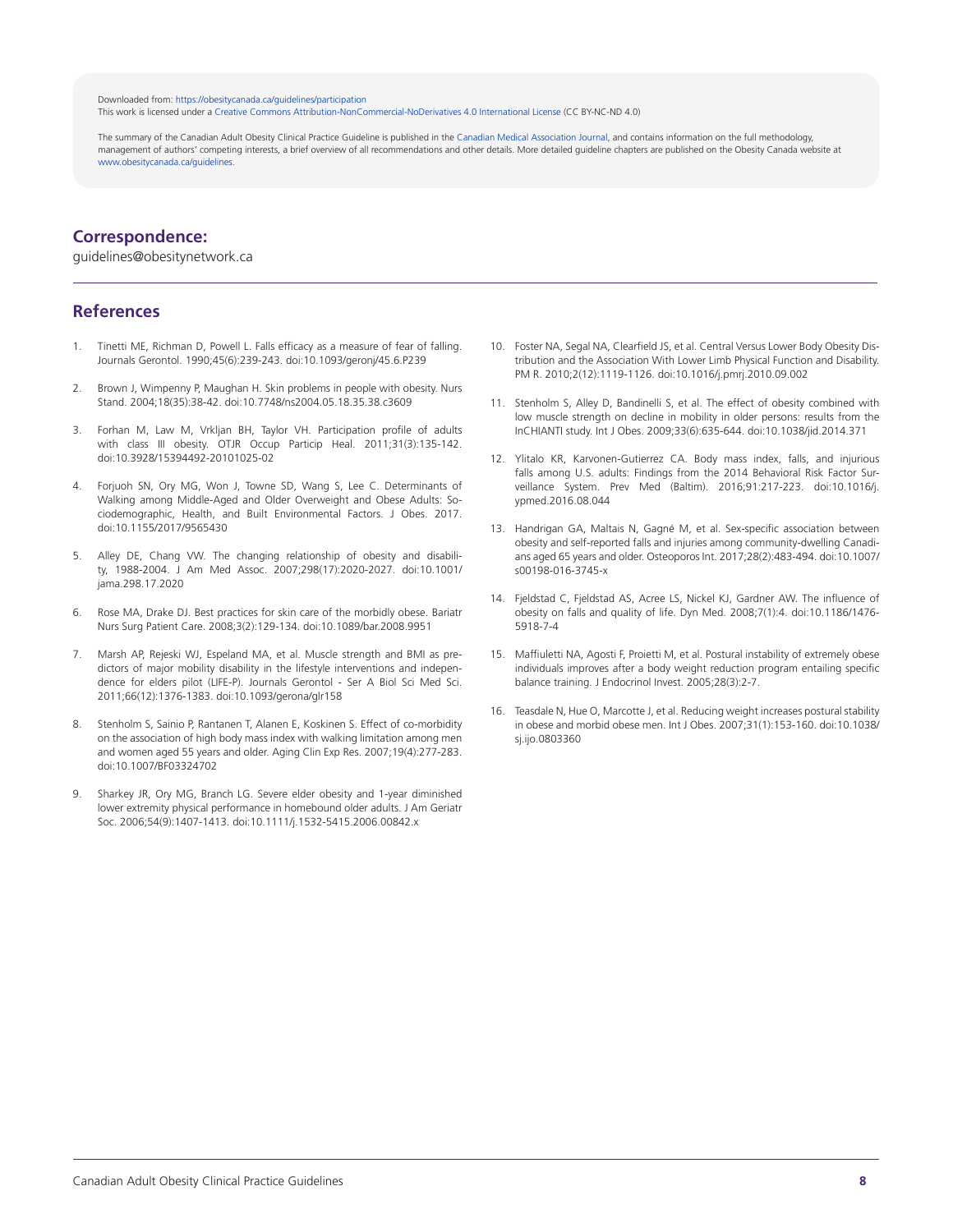Downloaded from: https://obesitycanada.ca/guidelines/participation
This work is licensed under a Creative Commons Attribution-NonCommercial-NoDerivatives 4.0 International License (CC BY-NC-ND 4.0)

The summary of the Canadian Adult Obesity Clinical Practice Guideline is published in the Canadian Medical Association Journal, and contains information on the full methodology, management of authors' competing interests, a brief overview of all recommendations and other details. More detailed guideline chapters are published on the Obesity Canada website at www.obesitycanada.ca/guidelines.

## Correspondence:

guidelines@obesitynetwork.ca

## References

1. Tinetti ME, Richman D, Powell L. Falls efficacy as a measure of fear of falling. Journals Gerontol. 1990;45(6):239-243. doi:10.1093/geronj/45.6.P239
2. Brown J, Wimpenny P, Maughan H. Skin problems in people with obesity. Nurs Stand. 2004;18(35):38-42. doi:10.7748/ns2004.05.18.35.38.c3609
3. Forhan M, Law M, Vrkljan BH, Taylor VH. Participation profile of adults with class III obesity. OTJR Occup Particip Heal. 2011;31(3):135-142. doi:10.3928/15394492-20101025-02
4. Forjuoh SN, Ory MG, Won J, Towne SD, Wang S, Lee C. Determinants of Walking among Middle-Aged and Older Overweight and Obese Adults: Sociodemographic, Health, and Built Environmental Factors. J Obes. 2017. doi:10.1155/2017/9565430
5. Alley DE, Chang VW. The changing relationship of obesity and disability, 1988-2004. J Am Med Assoc. 2007;298(17):2020-2027. doi:10.1001/jama.298.17.2020
6. Rose MA, Drake DJ. Best practices for skin care of the morbidly obese. Bariatr Nurs Surg Patient Care. 2008;3(2):129-134. doi:10.1089/bar.2008.9951
7. Marsh AP, Rejeski WJ, Espeland MA, et al. Muscle strength and BMI as predictors of major mobility disability in the lifestyle interventions and independence for elders pilot (LIFE-P). Journals Gerontol - Ser A Biol Sci Med Sci. 2011;66(12):1376-1383. doi:10.1093/gerona/glr158
8. Stenholm S, Sainio P, Rantanen T, Alanen E, Koskinen S. Effect of co-morbidity on the association of high body mass index with walking limitation among men and women aged 55 years and older. Aging Clin Exp Res. 2007;19(4):277-283. doi:10.1007/BF03324702
9. Sharkey JR, Ory MG, Branch LG. Severe elder obesity and 1-year diminished lower extremity physical performance in homebound older adults. J Am Geriatr Soc. 2006;54(9):1407-1413. doi:10.1111/j.1532-5415.2006.00842.x
10. Foster NA, Segal NA, Clearfield JS, et al. Central Versus Lower Body Obesity Distribution and the Association With Lower Limb Physical Function and Disability. PM R. 2010;2(12):1119-1126. doi:10.1016/j.pmrj.2010.09.002
11. Stenholm S, Alley D, Bandinelli S, et al. The effect of obesity combined with low muscle strength on decline in mobility in older persons: results from the InCHIANTI study. Int J Obes. 2009;33(6):635-644. doi:10.1038/jid.2014.371
12. Ylitalo KR, Karvonen-Gutierrez CA. Body mass index, falls, and injurious falls among U.S. adults: Findings from the 2014 Behavioral Risk Factor Surveillance System. Prev Med (Baltim). 2016;91:217-223. doi:10.1016/j.ypmed.2016.08.044
13. Handrigan GA, Maltais N, Gagné M, et al. Sex-specific association between obesity and self-reported falls and injuries among community-dwelling Canadians aged 65 years and older. Osteoporos Int. 2017;28(2):483-494. doi:10.1007/s00198-016-3745-x
14. Fjeldstad C, Fjeldstad AS, Acree LS, Nickel KJ, Gardner AW. The influence of obesity on falls and quality of life. Dyn Med. 2008;7(1):4. doi:10.1186/1476-5918-7-4
15. Maffiuletti NA, Agosti F, Proietti M, et al. Postural instability of extremely obese individuals improves after a body weight reduction program entailing specific balance training. J Endocrinol Invest. 2005;28(3):2-7.
16. Teasdale N, Hue O, Marcotte J, et al. Reducing weight increases postural stability in obese and morbid obese men. Int J Obes. 2007;31(1):153-160. doi:10.1038/sj.ijo.0803360